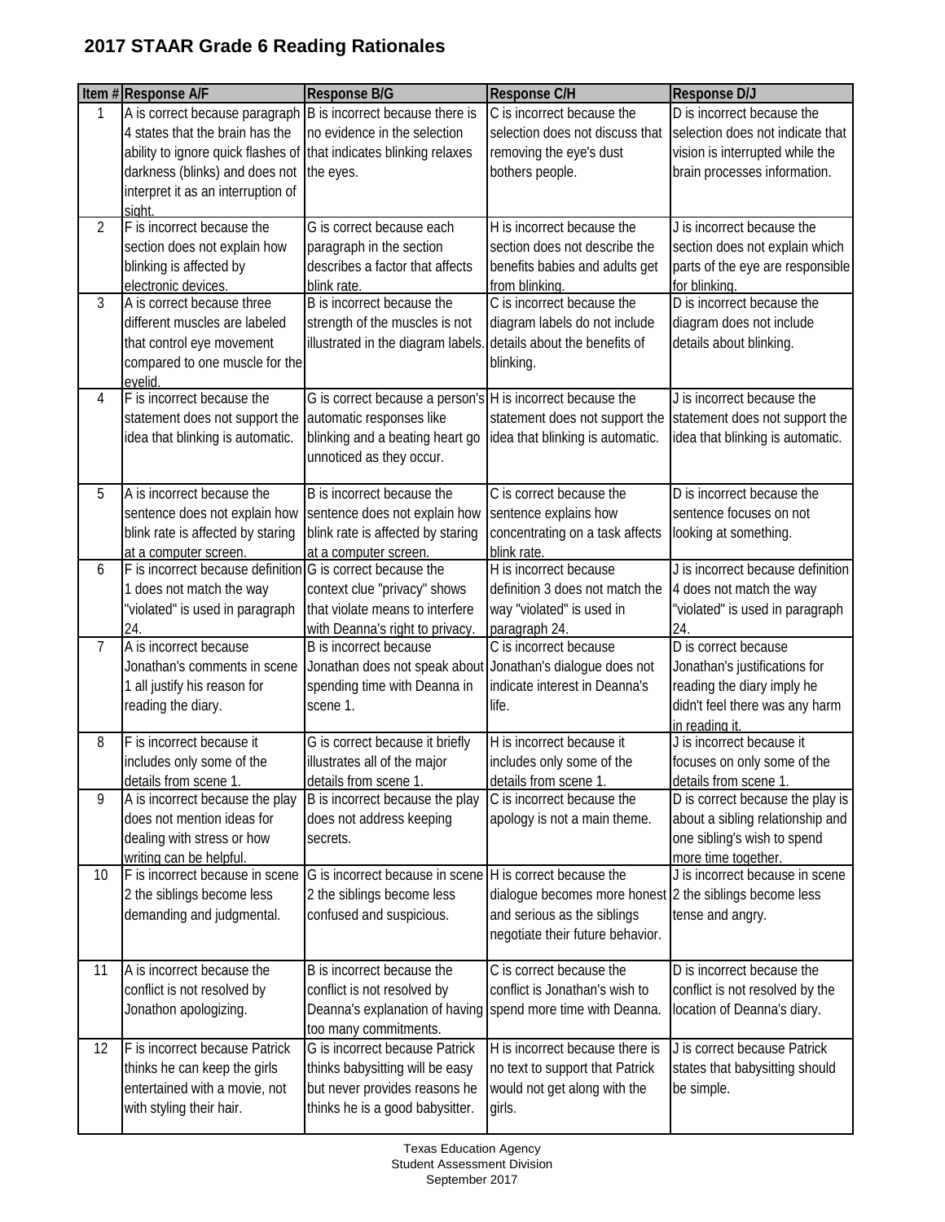# 2017 STAAR Grade 6 Reading Rationales

| Item # | Response A/F | Response B/G | Response C/H | Response D/J |
|---|---|---|---|---|
| 1 | A is correct because paragraph 4 states that the brain has the ability to ignore quick flashes of darkness (blinks) and does not interpret it as an interruption of sight. | B is incorrect because there is no evidence in the selection that indicates blinking relaxes the eyes. | C is incorrect because the selection does not discuss that removing the eye's dust bothers people. | D is incorrect because the selection does not indicate that vision is interrupted while the brain processes information. |
| 2 | F is incorrect because the section does not explain how blinking is affected by electronic devices. | G is correct because each paragraph in the section describes a factor that affects blink rate. | H is incorrect because the section does not describe the benefits babies and adults get from blinking. | J is incorrect because the section does not explain which parts of the eye are responsible for blinking. |
| 3 | A is correct because three different muscles are labeled that control eye movement compared to one muscle for the eyelid. | B is incorrect because the strength of the muscles is not illustrated in the diagram labels. | C is incorrect because the diagram labels do not include details about the benefits of blinking. | D is incorrect because the diagram does not include details about blinking. |
| 4 | F is incorrect because the statement does not support the idea that blinking is automatic. | G is correct because a person's automatic responses like blinking and a beating heart go unnoticed as they occur. | H is incorrect because the statement does not support the idea that blinking is automatic. | J is incorrect because the statement does not support the idea that blinking is automatic. |
| 5 | A is incorrect because the sentence does not explain how blink rate is affected by staring at a computer screen. | B is incorrect because the sentence does not explain how blink rate is affected by staring at a computer screen. | C is correct because the sentence explains how concentrating on a task affects blink rate. | D is incorrect because the sentence focuses on not looking at something. |
| 6 | F is incorrect because definition 1 does not match the way "violated" is used in paragraph 24. | G is correct because the context clue "privacy" shows that violate means to interfere with Deanna's right to privacy. | H is incorrect because definition 3 does not match the way "violated" is used in paragraph 24. | J is incorrect because definition 4 does not match the way "violated" is used in paragraph 24. |
| 7 | A is incorrect because Jonathan's comments in scene 1 all justify his reason for reading the diary. | B is incorrect because Jonathan does not speak about spending time with Deanna in scene 1. | C is incorrect because Jonathan's dialogue does not indicate interest in Deanna's life. | D is correct because Jonathan's justifications for reading the diary imply he didn't feel there was any harm in reading it. |
| 8 | F is incorrect because it includes only some of the details from scene 1. | G is correct because it briefly illustrates all of the major details from scene 1. | H is incorrect because it includes only some of the details from scene 1. | J is incorrect because it focuses on only some of the details from scene 1. |
| 9 | A is incorrect because the play does not mention ideas for dealing with stress or how writing can be helpful. | B is incorrect because the play does not address keeping secrets. | C is incorrect because the apology is not a main theme. | D is correct because the play is about a sibling relationship and one sibling's wish to spend more time together. |
| 10 | F is incorrect because in scene 2 the siblings become less demanding and judgmental. | G is incorrect because in scene 2 the siblings become less confused and suspicious. | H is correct because the dialogue becomes more honest and serious as the siblings negotiate their future behavior. | J is incorrect because in scene 2 the siblings become less tense and angry. |
| 11 | A is incorrect because the conflict is not resolved by Jonathon apologizing. | B is incorrect because the conflict is not resolved by Deanna's explanation of having too many commitments. | C is correct because the conflict is Jonathan's wish to spend more time with Deanna. | D is incorrect because the conflict is not resolved by the location of Deanna's diary. |
| 12 | F is incorrect because Patrick thinks he can keep the girls entertained with a movie, not with styling their hair. | G is incorrect because Patrick thinks babysitting will be easy but never provides reasons he thinks he is a good babysitter. | H is incorrect because there is no text to support that Patrick would not get along with the girls. | J is correct because Patrick states that babysitting should be simple. |

Texas Education Agency
Student Assessment Division
September 2017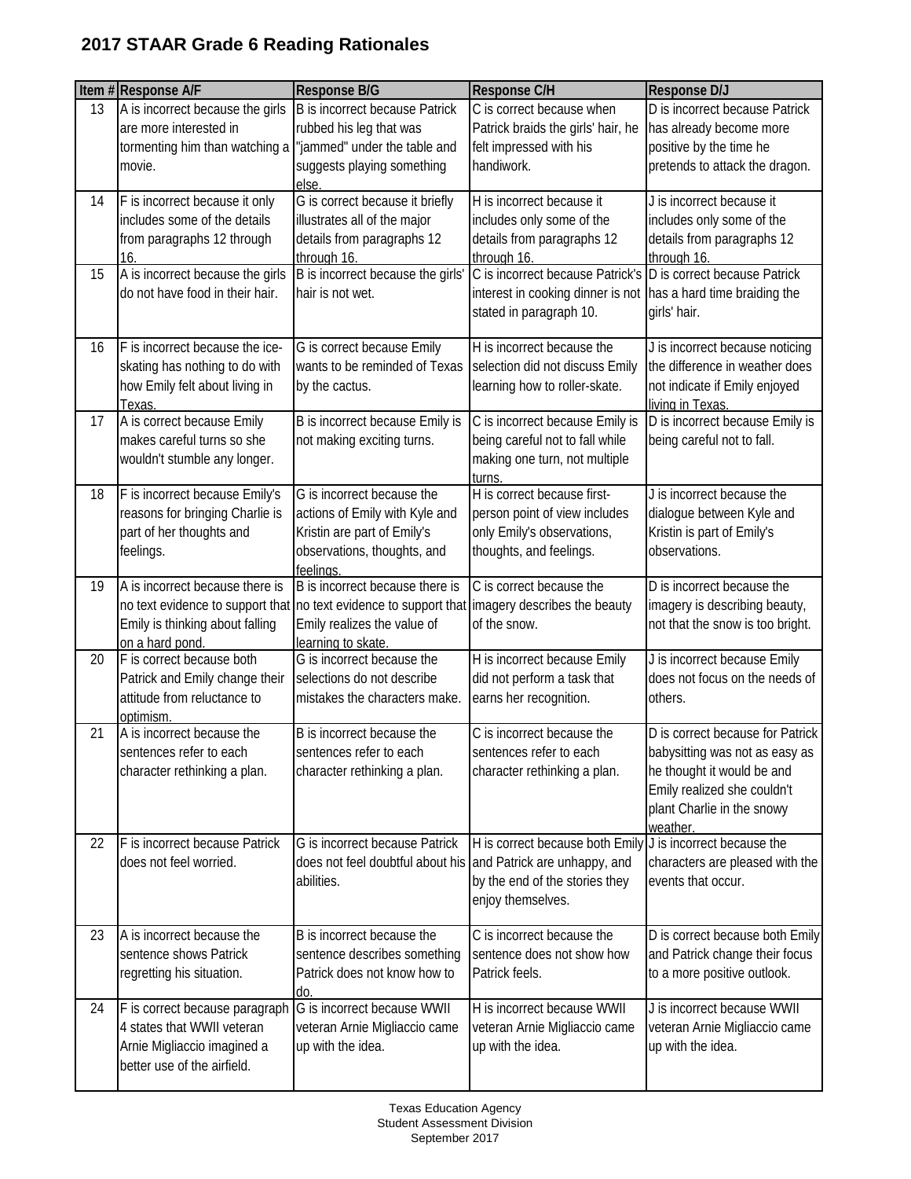## 2017 STAAR Grade 6 Reading Rationales

| Item # | Response A/F | Response B/G | Response C/H | Response D/J |
|---|---|---|---|---|
| 13 | A is incorrect because the girls are more interested in tormenting him than watching a movie. | B is incorrect because Patrick rubbed his leg that was "jammed" under the table and suggests playing something else. | C is correct because when Patrick braids the girls' hair, he felt impressed with his handiwork. | D is incorrect because Patrick has already become more positive by the time he pretends to attack the dragon. |
| 14 | F is incorrect because it only includes some of the details from paragraphs 12 through 16. | G is correct because it briefly illustrates all of the major details from paragraphs 12 through 16. | H is incorrect because it includes only some of the details from paragraphs 12 through 16. | J is incorrect because it includes only some of the details from paragraphs 12 through 16. |
| 15 | A is incorrect because the girls do not have food in their hair. | B is incorrect because the girls' hair is not wet. | C is incorrect because Patrick's interest in cooking dinner is not stated in paragraph 10. | D is correct because Patrick has a hard time braiding the girls' hair. |
| 16 | F is incorrect because the ice-skating has nothing to do with how Emily felt about living in Texas. | G is correct because Emily wants to be reminded of Texas by the cactus. | H is incorrect because the selection did not discuss Emily learning how to roller-skate. | J is incorrect because noticing the difference in weather does not indicate if Emily enjoyed living in Texas. |
| 17 | A is correct because Emily makes careful turns so she wouldn't stumble any longer. | B is incorrect because Emily is not making exciting turns. | C is incorrect because Emily is being careful not to fall while making one turn, not multiple turns. | D is incorrect because Emily is being careful not to fall. |
| 18 | F is incorrect because Emily's reasons for bringing Charlie is part of her thoughts and feelings. | G is incorrect because the actions of Emily with Kyle and Kristin are part of Emily's observations, thoughts, and feelings. | H is correct because first-person point of view includes only Emily's observations, thoughts, and feelings. | J is incorrect because the dialogue between Kyle and Kristin is part of Emily's observations. |
| 19 | A is incorrect because there is no text evidence to support that Emily is thinking about falling on a hard pond. | B is incorrect because there is no text evidence to support that Emily realizes the value of learning to skate. | C is correct because the imagery describes the beauty of the snow. | D is incorrect because the imagery is describing beauty, not that the snow is too bright. |
| 20 | F is correct because both Patrick and Emily change their attitude from reluctance to optimism. | G is incorrect because the selections do not describe mistakes the characters make. | H is incorrect because Emily did not perform a task that earns her recognition. | J is incorrect because Emily does not focus on the needs of others. |
| 21 | A is incorrect because the sentences refer to each character rethinking a plan. | B is incorrect because the sentences refer to each character rethinking a plan. | C is incorrect because the sentences refer to each character rethinking a plan. | D is correct because for Patrick babysitting was not as easy as he thought it would be and Emily realized she couldn't plant Charlie in the snowy weather. |
| 22 | F is incorrect because Patrick does not feel worried. | G is incorrect because Patrick does not feel doubtful about his abilities. | H is correct because both Emily and Patrick are unhappy, and by the end of the stories they enjoy themselves. | J is incorrect because the characters are pleased with the events that occur. |
| 23 | A is incorrect because the sentence shows Patrick regretting his situation. | B is incorrect because the sentence describes something Patrick does not know how to do. | C is incorrect because the sentence does not show how Patrick feels. | D is correct because both Emily and Patrick change their focus to a more positive outlook. |
| 24 | F is correct because paragraph 4 states that WWII veteran Arnie Migliaccio imagined a better use of the airfield. | G is incorrect because WWII veteran Arnie Migliaccio came up with the idea. | H is incorrect because WWII veteran Arnie Migliaccio came up with the idea. | J is incorrect because WWII veteran Arnie Migliaccio came up with the idea. |

Texas Education Agency
Student Assessment Division
September 2017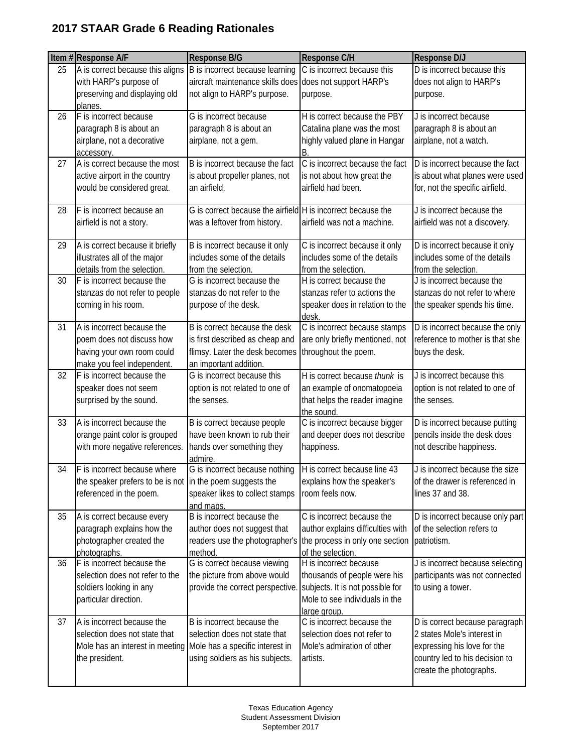# 2017 STAAR Grade 6 Reading Rationales

| Item # | Response A/F | Response B/G | Response C/H | Response D/J |
|---|---|---|---|---|
| 25 | A is correct because this aligns with HARP's purpose of preserving and displaying old planes. | B is incorrect because learning aircraft maintenance skills does not align to HARP's purpose. | C is incorrect because this does not support HARP's purpose. | D is incorrect because this does not align to HARP's purpose. |
| 26 | F is incorrect because paragraph 8 is about an airplane, not a decorative accessory. | G is incorrect because paragraph 8 is about an airplane, not a gem. | H is correct because the PBY Catalina plane was the most highly valued plane in Hangar B. | J is incorrect because paragraph 8 is about an airplane, not a watch. |
| 27 | A is correct because the most active airport in the country would be considered great. | B is incorrect because the fact is about propeller planes, not an airfield. | C is incorrect because the fact is not about how great the airfield had been. | D is incorrect because the fact is about what planes were used for, not the specific airfield. |
| 28 | F is incorrect because an airfield is not a story. | G is correct because the airfield was a leftover from history. | H is incorrect because the airfield was not a machine. | J is incorrect because the airfield was not a discovery. |
| 29 | A is correct because it briefly illustrates all of the major details from the selection. | B is incorrect because it only includes some of the details from the selection. | C is incorrect because it only includes some of the details from the selection. | D is incorrect because it only includes some of the details from the selection. |
| 30 | F is incorrect because the stanzas do not refer to people coming in his room. | G is incorrect because the stanzas do not refer to the purpose of the desk. | H is correct because the stanzas refer to actions the speaker does in relation to the desk. | J is incorrect because the stanzas do not refer to where the speaker spends his time. |
| 31 | A is incorrect because the poem does not discuss how having your own room could make you feel independent. | B is correct because the desk is first described as cheap and flimsy. Later the desk becomes an important addition. | C is incorrect because stamps are only briefly mentioned, not throughout the poem. | D is incorrect because the only reference to mother is that she buys the desk. |
| 32 | F is incorrect because the speaker does not seem surprised by the sound. | G is incorrect because this option is not related to one of the senses. | H is correct because *thunk* is an example of onomatopoeia that helps the reader imagine the sound. | J is incorrect because this option is not related to one of the senses. |
| 33 | A is incorrect because the orange paint color is grouped with more negative references. | B is correct because people have been known to rub their hands over something they admire. | C is incorrect because bigger and deeper does not describe happiness. | D is incorrect because putting pencils inside the desk does not describe happiness. |
| 34 | F is incorrect because where the speaker prefers to be is not referenced in the poem. | G is incorrect because nothing in the poem suggests the speaker likes to collect stamps and maps. | H is correct because line 43 explains how the speaker's room feels now. | J is incorrect because the size of the drawer is referenced in lines 37 and 38. |
| 35 | A is correct because every paragraph explains how the photographer created the photographs. | B is incorrect because the author does not suggest that readers use the photographer's method. | C is incorrect because the author explains difficulties with the process in only one section of the selection. | D is incorrect because only part of the selection refers to patriotism. |
| 36 | F is incorrect because the selection does not refer to the soldiers looking in any particular direction. | G is correct because viewing the picture from above would provide the correct perspective. | H is incorrect because thousands of people were his subjects. It is not possible for Mole to see individuals in the large group. | J is incorrect because selecting participants was not connected to using a tower. |
| 37 | A is incorrect because the selection does not state that Mole has an interest in meeting the president. | B is incorrect because the selection does not state that Mole has a specific interest in using soldiers as his subjects. | C is incorrect because the selection does not refer to Mole's admiration of other artists. | D is correct because paragraph 2 states Mole's interest in expressing his love for the country led to his decision to create the photographs. |

Texas Education Agency
Student Assessment Division
September 2017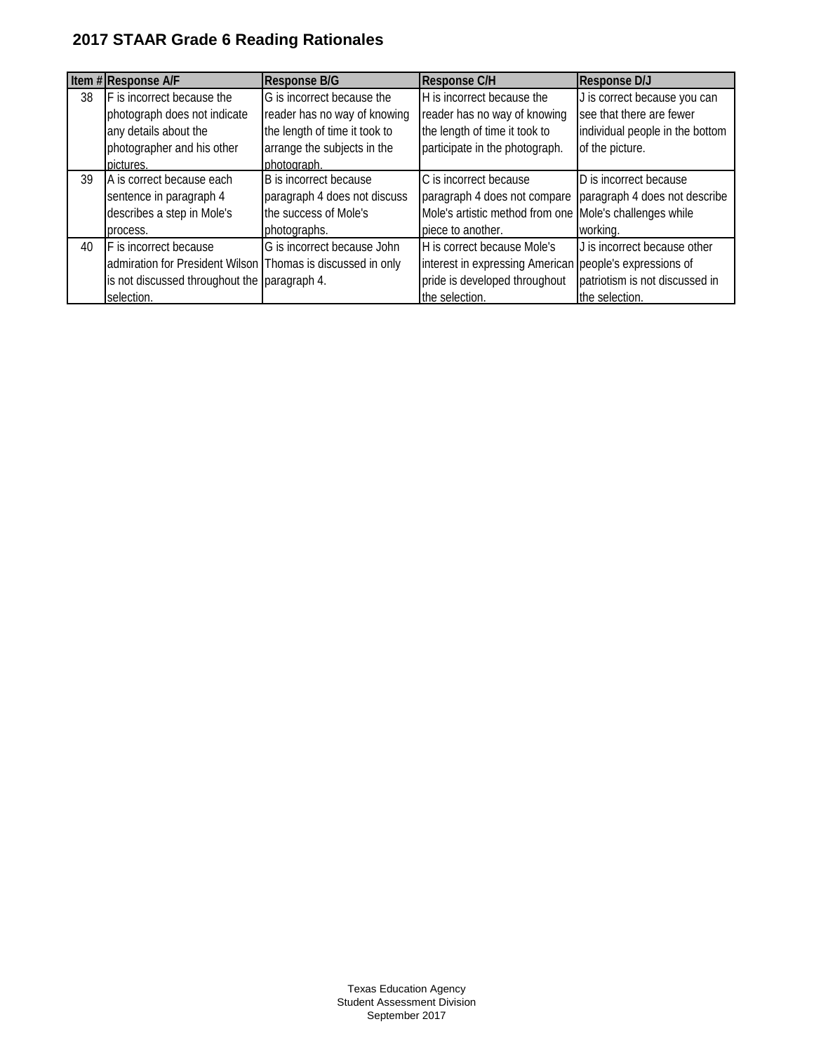## 2017 STAAR Grade 6 Reading Rationales

| Item # | Response A/F | Response B/G | Response C/H | Response D/J |
| --- | --- | --- | --- | --- |
| 38 | F is incorrect because the photograph does not indicate any details about the photographer and his other pictures. | G is incorrect because the reader has no way of knowing the length of time it took to arrange the subjects in the photograph. | H is incorrect because the reader has no way of knowing the length of time it took to participate in the photograph. | J is correct because you can see that there are fewer individual people in the bottom of the picture. |
| 39 | A is correct because each sentence in paragraph 4 describes a step in Mole's process. | B is incorrect because paragraph 4 does not discuss the success of Mole's photographs. | C is incorrect because paragraph 4 does not compare Mole's artistic method from one piece to another. | D is incorrect because paragraph 4 does not describe Mole's challenges while working. |
| 40 | F is incorrect because admiration for President Wilson is not discussed throughout the selection. | G is incorrect because John Thomas is discussed in only paragraph 4. | H is correct because Mole's interest in expressing American pride is developed throughout the selection. | J is incorrect because other people's expressions of patriotism is not discussed in the selection. |

Texas Education Agency
Student Assessment Division
September 2017